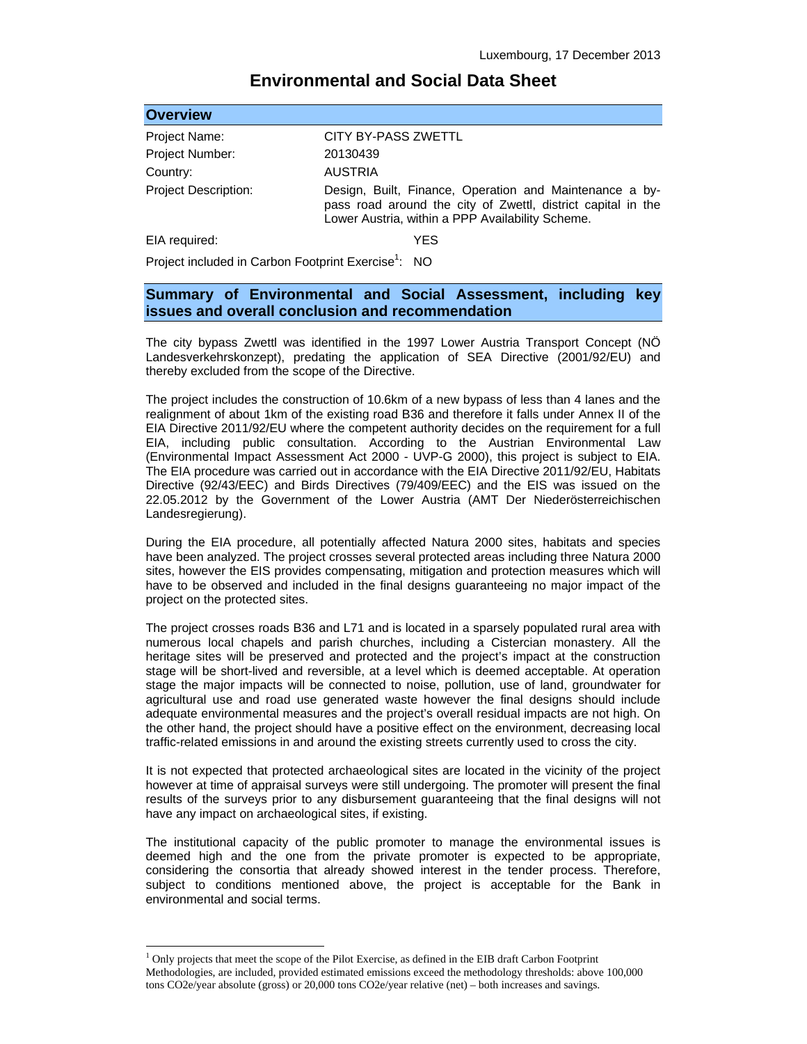Luxembourg, 17 December 2013

# Environmental and Social Data Sheet

## Overview

| | |
|---|---|
| Project Name: | CITY BY-PASS ZWETTL |
| Project Number: | 20130439 |
| Country: | AUSTRIA |
| Project Description: | Design, Built, Finance, Operation and Maintenance a by-pass road around the city of Zwettl, district capital in the Lower Austria, within a PPP Availability Scheme. |
| EIA required: | YES |

Project included in Carbon Footprint Exercise[1]: NO

## Summary of Environmental and Social Assessment, including key issues and overall conclusion and recommendation

The city bypass Zwettl was identified in the 1997 Lower Austria Transport Concept (NÖ Landesverkehrskonzept), predating the application of SEA Directive (2001/92/EU) and thereby excluded from the scope of the Directive.

The project includes the construction of 10.6km of a new bypass of less than 4 lanes and the realignment of about 1km of the existing road B36 and therefore it falls under Annex II of the EIA Directive 2011/92/EU where the competent authority decides on the requirement for a full EIA, including public consultation. According to the Austrian Environmental Law (Environmental Impact Assessment Act 2000 - UVP-G 2000), this project is subject to EIA. The EIA procedure was carried out in accordance with the EIA Directive 2011/92/EU, Habitats Directive (92/43/EEC) and Birds Directives (79/409/EEC) and the EIS was issued on the 22.05.2012 by the Government of the Lower Austria (AMT Der Niederösterreichischen Landesregierung).

During the EIA procedure, all potentially affected Natura 2000 sites, habitats and species have been analyzed. The project crosses several protected areas including three Natura 2000 sites, however the EIS provides compensating, mitigation and protection measures which will have to be observed and included in the final designs guaranteeing no major impact of the project on the protected sites.

The project crosses roads B36 and L71 and is located in a sparsely populated rural area with numerous local chapels and parish churches, including a Cistercian monastery. All the heritage sites will be preserved and protected and the project's impact at the construction stage will be short-lived and reversible, at a level which is deemed acceptable. At operation stage the major impacts will be connected to noise, pollution, use of land, groundwater for agricultural use and road use generated waste however the final designs should include adequate environmental measures and the project's overall residual impacts are not high. On the other hand, the project should have a positive effect on the environment, decreasing local traffic-related emissions in and around the existing streets currently used to cross the city.

It is not expected that protected archaeological sites are located in the vicinity of the project however at time of appraisal surveys were still undergoing. The promoter will present the final results of the surveys prior to any disbursement guaranteeing that the final designs will not have any impact on archaeological sites, if existing.

The institutional capacity of the public promoter to manage the environmental issues is deemed high and the one from the private promoter is expected to be appropriate, considering the consortia that already showed interest in the tender process. Therefore, subject to conditions mentioned above, the project is acceptable for the Bank in environmental and social terms.

---

[1] Only projects that meet the scope of the Pilot Exercise, as defined in the EIB draft Carbon Footprint Methodologies, are included, provided estimated emissions exceed the methodology thresholds: above 100,000 tons CO2e/year absolute (gross) or 20,000 tons CO2e/year relative (net) – both increases and savings.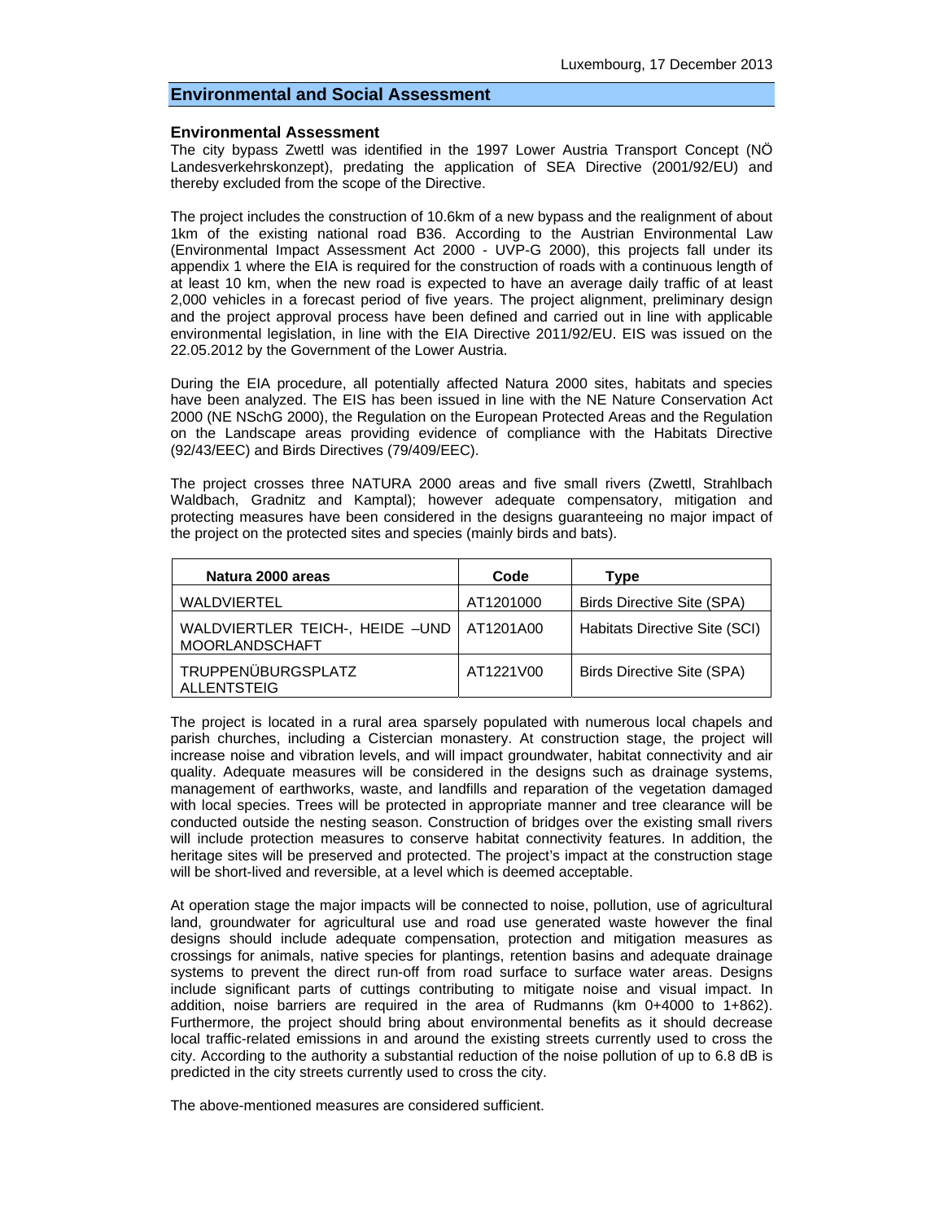Luxembourg, 17 December 2013

## Environmental and Social Assessment

### Environmental Assessment

The city bypass Zwettl was identified in the 1997 Lower Austria Transport Concept (NÖ Landesverkehrskonzept), predating the application of SEA Directive (2001/92/EU) and thereby excluded from the scope of the Directive.

The project includes the construction of 10.6km of a new bypass and the realignment of about 1km of the existing national road B36. According to the Austrian Environmental Law (Environmental Impact Assessment Act 2000 - UVP-G 2000), this projects fall under its appendix 1 where the EIA is required for the construction of roads with a continuous length of at least 10 km, when the new road is expected to have an average daily traffic of at least 2,000 vehicles in a forecast period of five years. The project alignment, preliminary design and the project approval process have been defined and carried out in line with applicable environmental legislation, in line with the EIA Directive 2011/92/EU. EIS was issued on the 22.05.2012 by the Government of the Lower Austria.

During the EIA procedure, all potentially affected Natura 2000 sites, habitats and species have been analyzed. The EIS has been issued in line with the NE Nature Conservation Act 2000 (NE NSchG 2000), the Regulation on the European Protected Areas and the Regulation on the Landscape areas providing evidence of compliance with the Habitats Directive (92/43/EEC) and Birds Directives (79/409/EEC).

The project crosses three NATURA 2000 areas and five small rivers (Zwettl, Strahlbach Waldbach, Gradnitz and Kamptal); however adequate compensatory, mitigation and protecting measures have been considered in the designs guaranteeing no major impact of the project on the protected sites and species (mainly birds and bats).

| Natura 2000 areas | Code | Type |
|---|---|---|
| WALDVIERTEL | AT1201000 | Birds Directive Site (SPA) |
| WALDVIERTLER TEICH-, HEIDE –UND MOORLANDSCHAFT | AT1201A00 | Habitats Directive Site (SCI) |
| TRUPPENÜBURGSPLATZ ALLENTSTEIG | AT1221V00 | Birds Directive Site (SPA) |

The project is located in a rural area sparsely populated with numerous local chapels and parish churches, including a Cistercian monastery. At construction stage, the project will increase noise and vibration levels, and will impact groundwater, habitat connectivity and air quality. Adequate measures will be considered in the designs such as drainage systems, management of earthworks, waste, and landfills and reparation of the vegetation damaged with local species. Trees will be protected in appropriate manner and tree clearance will be conducted outside the nesting season. Construction of bridges over the existing small rivers will include protection measures to conserve habitat connectivity features. In addition, the heritage sites will be preserved and protected. The project's impact at the construction stage will be short-lived and reversible, at a level which is deemed acceptable.

At operation stage the major impacts will be connected to noise, pollution, use of agricultural land, groundwater for agricultural use and road use generated waste however the final designs should include adequate compensation, protection and mitigation measures as crossings for animals, native species for plantings, retention basins and adequate drainage systems to prevent the direct run-off from road surface to surface water areas. Designs include significant parts of cuttings contributing to mitigate noise and visual impact. In addition, noise barriers are required in the area of Rudmanns (km 0+4000 to 1+862). Furthermore, the project should bring about environmental benefits as it should decrease local traffic-related emissions in and around the existing streets currently used to cross the city. According to the authority a substantial reduction of the noise pollution of up to 6.8 dB is predicted in the city streets currently used to cross the city.

The above-mentioned measures are considered sufficient.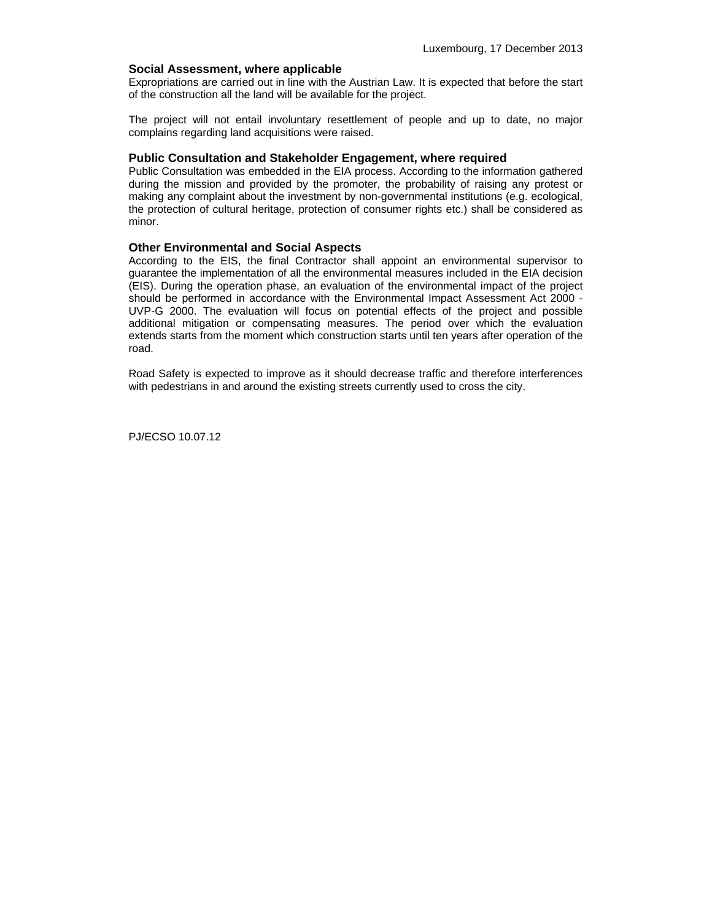Luxembourg, 17 December 2013

### Social Assessment, where applicable

Expropriations are carried out in line with the Austrian Law. It is expected that before the start of the construction all the land will be available for the project.

The project will not entail involuntary resettlement of people and up to date, no major complains regarding land acquisitions were raised.

### Public Consultation and Stakeholder Engagement, where required

Public Consultation was embedded in the EIA process. According to the information gathered during the mission and provided by the promoter, the probability of raising any protest or making any complaint about the investment by non-governmental institutions (e.g. ecological, the protection of cultural heritage, protection of consumer rights etc.) shall be considered as minor.

### Other Environmental and Social Aspects

According to the EIS, the final Contractor shall appoint an environmental supervisor to guarantee the implementation of all the environmental measures included in the EIA decision (EIS). During the operation phase, an evaluation of the environmental impact of the project should be performed in accordance with the Environmental Impact Assessment Act 2000 - UVP-G 2000. The evaluation will focus on potential effects of the project and possible additional mitigation or compensating measures. The period over which the evaluation extends starts from the moment which construction starts until ten years after operation of the road.

Road Safety is expected to improve as it should decrease traffic and therefore interferences with pedestrians in and around the existing streets currently used to cross the city.

PJ/ECSO 10.07.12